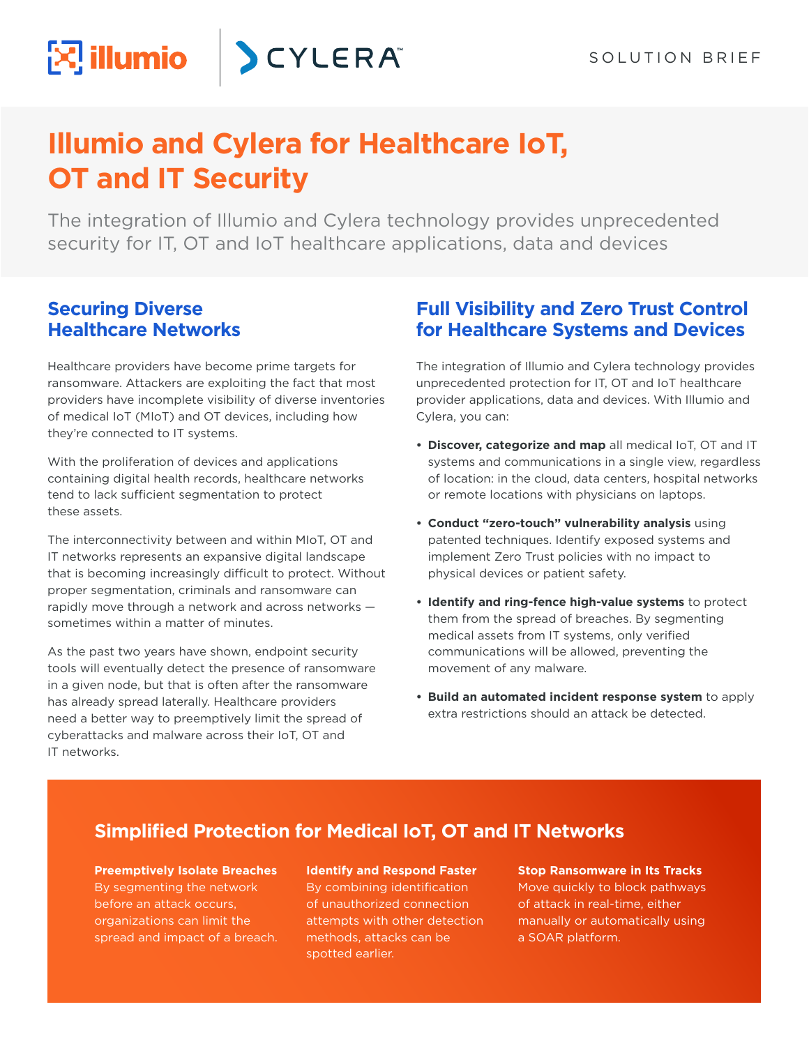SOLUTION BRIEF

# Illumio and Cylera for Healthcare IoT, OT and IT Security

The integration of Illumio and Cylera technology provides unprecedented security for IT, OT and IoT healthcare applications, data and devices

## Securing Diverse Healthcare Networks

Healthcare providers have become prime targets for ransomware. Attackers are exploiting the fact that most providers have incomplete visibility of diverse inventories of medical IoT (MIoT) and OT devices, including how they're connected to IT systems.

With the proliferation of devices and applications containing digital health records, healthcare networks tend to lack sufficient segmentation to protect these assets.

The interconnectivity between and within MIoT, OT and IT networks represents an expansive digital landscape that is becoming increasingly difficult to protect. Without proper segmentation, criminals and ransomware can rapidly move through a network and across networks — sometimes within a matter of minutes.

As the past two years have shown, endpoint security tools will eventually detect the presence of ransomware in a given node, but that is often after the ransomware has already spread laterally. Healthcare providers need a better way to preemptively limit the spread of cyberattacks and malware across their IoT, OT and IT networks.

## Full Visibility and Zero Trust Control for Healthcare Systems and Devices

The integration of Illumio and Cylera technology provides unprecedented protection for IT, OT and IoT healthcare provider applications, data and devices. With Illumio and Cylera, you can:

- **Discover, categorize and map** all medical IoT, OT and IT systems and communications in a single view, regardless of location: in the cloud, data centers, hospital networks or remote locations with physicians on laptops.
- **Conduct "zero-touch" vulnerability analysis** using patented techniques. Identify exposed systems and implement Zero Trust policies with no impact to physical devices or patient safety.
- **Identify and ring-fence high-value systems** to protect them from the spread of breaches. By segmenting medical assets from IT systems, only verified communications will be allowed, preventing the movement of any malware.
- **Build an automated incident response system** to apply extra restrictions should an attack be detected.

## Simplified Protection for Medical IoT, OT and IT Networks

**Preemptively Isolate Breaches**
By segmenting the network before an attack occurs, organizations can limit the spread and impact of a breach.

**Identify and Respond Faster**
By combining identification of unauthorized connection attempts with other detection methods, attacks can be spotted earlier.

**Stop Ransomware in Its Tracks**
Move quickly to block pathways of attack in real-time, either manually or automatically using a SOAR platform.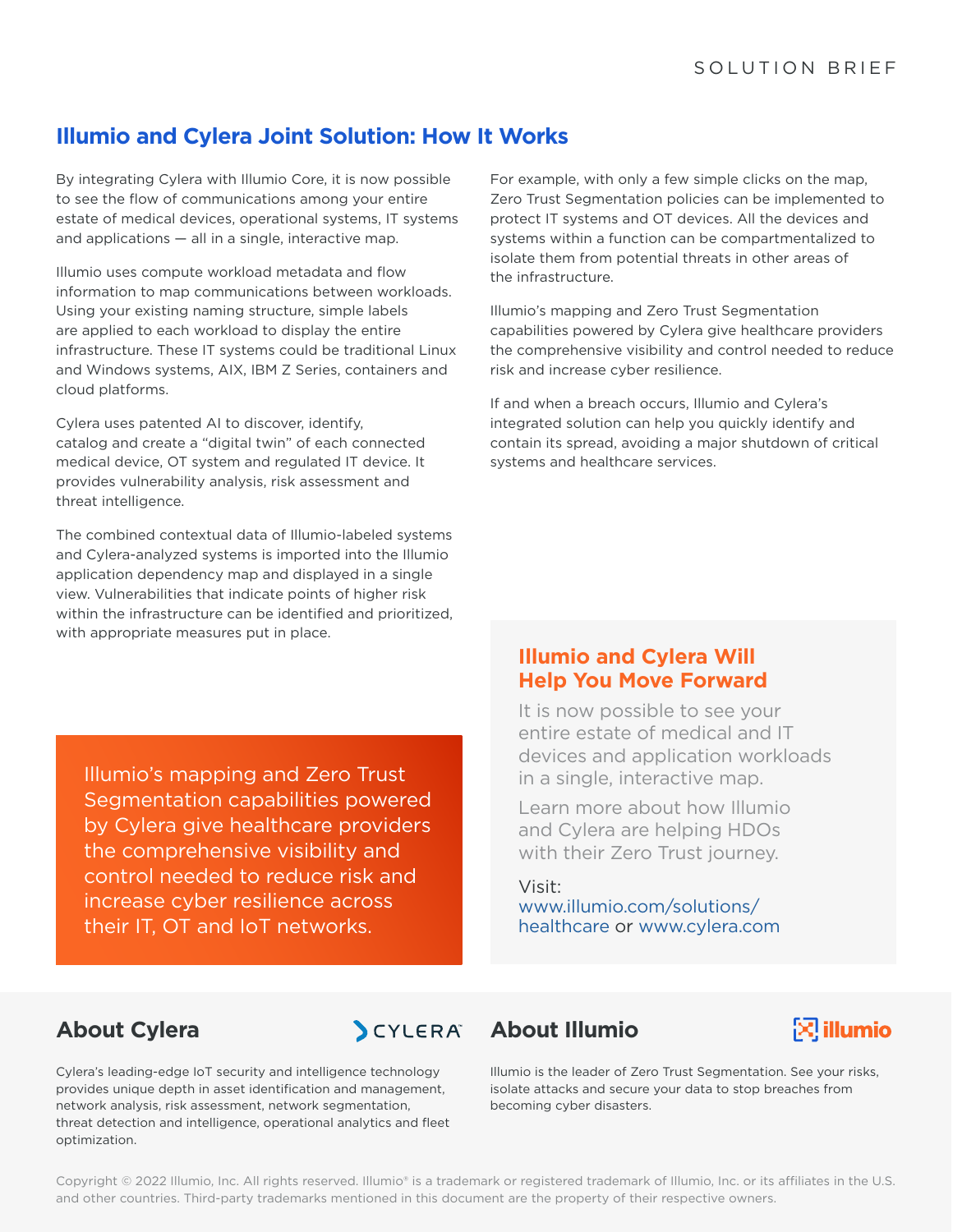## Illumio and Cylera Joint Solution: How It Works

By integrating Cylera with Illumio Core, it is now possible to see the flow of communications among your entire estate of medical devices, operational systems, IT systems and applications — all in a single, interactive map.

Illumio uses compute workload metadata and flow information to map communications between workloads. Using your existing naming structure, simple labels are applied to each workload to display the entire infrastructure. These IT systems could be traditional Linux and Windows systems, AIX, IBM Z Series, containers and cloud platforms.

Cylera uses patented AI to discover, identify, catalog and create a "digital twin" of each connected medical device, OT system and regulated IT device. It provides vulnerability analysis, risk assessment and threat intelligence.

The combined contextual data of Illumio-labeled systems and Cylera-analyzed systems is imported into the Illumio application dependency map and displayed in a single view. Vulnerabilities that indicate points of higher risk within the infrastructure can be identified and prioritized, with appropriate measures put in place.

For example, with only a few simple clicks on the map, Zero Trust Segmentation policies can be implemented to protect IT systems and OT devices. All the devices and systems within a function can be compartmentalized to isolate them from potential threats in other areas of the infrastructure.

Illumio's mapping and Zero Trust Segmentation capabilities powered by Cylera give healthcare providers the comprehensive visibility and control needed to reduce risk and increase cyber resilience.

If and when a breach occurs, Illumio and Cylera's integrated solution can help you quickly identify and contain its spread, avoiding a major shutdown of critical systems and healthcare services.

Illumio's mapping and Zero Trust Segmentation capabilities powered by Cylera give healthcare providers the comprehensive visibility and control needed to reduce risk and increase cyber resilience across their IT, OT and IoT networks.

### Illumio and Cylera Will Help You Move Forward

It is now possible to see your entire estate of medical and IT devices and application workloads in a single, interactive map.

Learn more about how Illumio and Cylera are helping HDOs with their Zero Trust journey.

Visit:
www.illumio.com/solutions/healthcare or www.cylera.com

## About Cylera

Cylera's leading-edge IoT security and intelligence technology provides unique depth in asset identification and management, network analysis, risk assessment, network segmentation, threat detection and intelligence, operational analytics and fleet optimization.

## About Illumio

Illumio is the leader of Zero Trust Segmentation. See your risks, isolate attacks and secure your data to stop breaches from becoming cyber disasters.

Copyright © 2022 Illumio, Inc. All rights reserved. Illumio® is a trademark or registered trademark of Illumio, Inc. or its affiliates in the U.S. and other countries. Third-party trademarks mentioned in this document are the property of their respective owners.